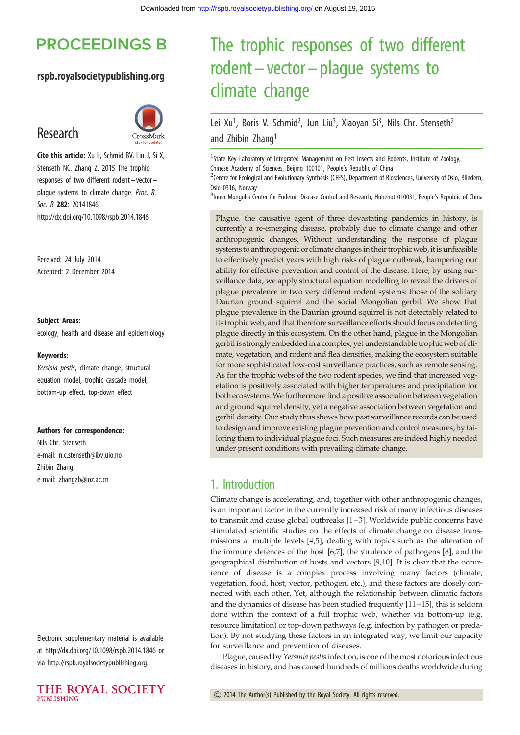# The trophic responses of two different rodent–vector–plague systems to climate change

Lei Xu[1], Boris V. Schmid[2], Jun Liu[3], Xiaoyan Si[3], Nils Chr. Stenseth[2] and Zhibin Zhang[1]

[1]State Key Laboratory of Integrated Management on Pest Insects and Rodents, Institute of Zoology, Chinese Academy of Sciences, Beijing 100101, People's Republic of China

[2]Centre for Ecological and Evolutionary Synthesis (CEES), Department of Biosciences, University of Oslo, Blindern, Oslo 0316, Norway

[3]Inner Mongolia Center for Endemic Disease Control and Research, Huhehot 010031, People's Republic of China

PROCEEDINGS B

rspb.royalsocietypublishing.org

Research

**Cite this article:** Xu L, Schmid BV, Liu J, Si X, Stenseth NC, Zhang Z. 2015 The trophic responses of two different rodent–vector–plague systems to climate change. *Proc. R. Soc. B* **282**: 20141846. http://dx.doi.org/10.1098/rspb.2014.1846

Received: 24 July 2014
Accepted: 2 December 2014

**Subject Areas:**
ecology, health and disease and epidemiology

**Keywords:**
*Yersinia pestis*, climate change, structural equation model, trophic cascade model, bottom-up effect, top-down effect

**Authors for correspondence:**
Nils Chr. Stenseth
e-mail: n.c.stenseth@ibv.uio.no
Zhibin Zhang
e-mail: zhangzb@ioz.ac.cn

Electronic supplementary material is available at http://dx.doi.org/10.1098/rspb.2014.1846 or via http://rspb.royalsocietypublishing.org.

Plague, the causative agent of three devastating pandemics in history, is currently a re-emerging disease, probably due to climate change and other anthropogenic changes. Without understanding the response of plague systems to anthropogenic or climate changes in their trophic web, it is unfeasible to effectively predict years with high risks of plague outbreak, hampering our ability for effective prevention and control of the disease. Here, by using surveillance data, we apply structural equation modelling to reveal the drivers of plague prevalence in two very different rodent systems: those of the solitary Daurian ground squirrel and the social Mongolian gerbil. We show that plague prevalence in the Daurian ground squirrel is not detectably related to its trophic web, and that therefore surveillance efforts should focus on detecting plague directly in this ecosystem. On the other hand, plague in the Mongolian gerbil is strongly embedded in a complex, yet understandable trophic web of climate, vegetation, and rodent and flea densities, making the ecosystem suitable for more sophisticated low-cost surveillance practices, such as remote sensing. As for the trophic webs of the two rodent species, we find that increased vegetation is positively associated with higher temperatures and precipitation for both ecosystems. We furthermore find a positive association between vegetation and ground squirrel density, yet a negative association between vegetation and gerbil density. Our study thus shows how past surveillance records can be used to design and improve existing plague prevention and control measures, by tailoring them to individual plague foci. Such measures are indeed highly needed under present conditions with prevailing climate change.

## 1. Introduction

Climate change is accelerating, and, together with other anthropogenic changes, is an important factor in the currently increased risk of many infectious diseases to transmit and cause global outbreaks [1–3]. Worldwide public concerns have stimulated scientific studies on the effects of climate change on disease transmissions at multiple levels [4,5], dealing with topics such as the alteration of the immune defences of the host [6,7], the virulence of pathogens [8], and the geographical distribution of hosts and vectors [9,10]. It is clear that the occurrence of disease is a complex process involving many factors (climate, vegetation, food, host, vector, pathogen, etc.), and these factors are closely connected with each other. Yet, although the relationship between climatic factors and the dynamics of disease has been studied frequently [11–15], this is seldom done within the context of a full trophic web, whether via bottom-up (e.g. resource limitation) or top-down pathways (e.g. infection by pathogen or predation). By not studying these factors in an integrated way, we limit our capacity for surveillance and prevention of diseases.

Plague, caused by *Yersinia pestis* infection, is one of the most notorious infectious diseases in history, and has caused hundreds of millions deaths worldwide during

© 2014 The Author(s) Published by the Royal Society. All rights reserved.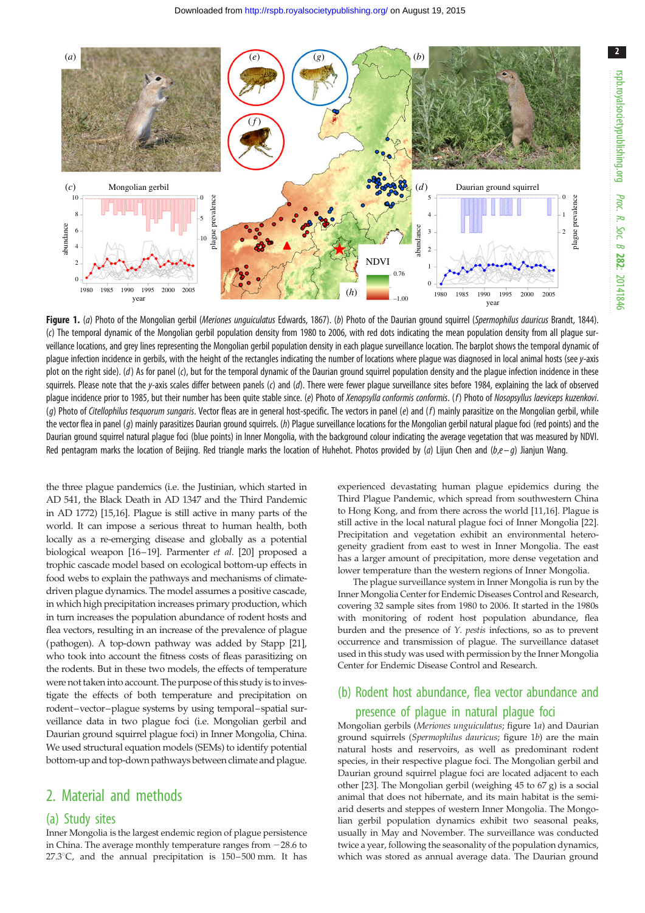**Figure 1.** (*a*) Photo of the Mongolian gerbil (*Meriones unguiculatus* Edwards, 1867). (*b*) Photo of the Daurian ground squirrel (*Spermophilus dauricus* Brandt, 1844). (*c*) The temporal dynamic of the Mongolian gerbil population density from 1980 to 2006, with red dots indicating the mean population density from all plague surveillance locations, and grey lines representing the Mongolian gerbil population density in each plague surveillance location. The barplot shows the temporal dynamic of plague infection incidence in gerbils, with the height of the rectangles indicating the number of locations where plague was diagnosed in local animal hosts (see *y*-axis plot on the right side). (*d*) As for panel (*c*), but for the temporal dynamic of the Daurian ground squirrel population density and the plague infection incidence in these squirrels. Please note that the *y*-axis scales differ between panels (*c*) and (*d*). There were fewer plague surveillance sites before 1984, explaining the lack of observed plague incidence prior to 1985, but their number has been quite stable since. (*e*) Photo of *Xenopsylla conformis conformis*. (*f*) Photo of *Nosopsyllus laeviceps kuzenkovi*. (*g*) Photo of *Citellophilus tesquorum sungaris*. Vector fleas are in general host-specific. The vectors in panel (*e*) and (*f*) mainly parasitize on the Mongolian gerbil, while the vector flea in panel (*g*) mainly parasitizes Daurian ground squirrels. (*h*) Plague surveillance locations for the Mongolian gerbil natural plague foci (red points) and the Daurian ground squirrel natural plague foci (blue points) in Inner Mongolia, with the background colour indicating the average vegetation that was measured by NDVI. Red pentagram marks the location of Beijing. Red triangle marks the location of Huhehot. Photos provided by (*a*) Lijun Chen and (*b*,*e*–*g*) Jianjun Wang.

the three plague pandemics (i.e. the Justinian, which started in AD 541, the Black Death in AD 1347 and the Third Pandemic in AD 1772) [15,16]. Plague is still active in many parts of the world. It can impose a serious threat to human health, both locally as a re-emerging disease and globally as a potential biological weapon [16–19]. Parmenter *et al.* [20] proposed a trophic cascade model based on ecological bottom-up effects in food webs to explain the pathways and mechanisms of climate-driven plague dynamics. The model assumes a positive cascade, in which high precipitation increases primary production, which in turn increases the population abundance of rodent hosts and flea vectors, resulting in an increase of the prevalence of plague (pathogen). A top-down pathway was added by Stapp [21], who took into account the fitness costs of fleas parasitizing on the rodents. But in these two models, the effects of temperature were not taken into account. The purpose of this study is to investigate the effects of both temperature and precipitation on rodent–vector–plague systems by using temporal–spatial surveillance data in two plague foci (i.e. Mongolian gerbil and Daurian ground squirrel plague foci) in Inner Mongolia, China. We used structural equation models (SEMs) to identify potential bottom-up and top-down pathways between climate and plague.

## 2. Material and methods

### (a) Study sites

Inner Mongolia is the largest endemic region of plague persistence in China. The average monthly temperature ranges from −28.6 to 27.3°C, and the annual precipitation is 150–500 mm. It has experienced devastating human plague epidemics during the Third Plague Pandemic, which spread from southwestern China to Hong Kong, and from there across the world [11,16]. Plague is still active in the local natural plague foci of Inner Mongolia [22]. Precipitation and vegetation exhibit an environmental heterogeneity gradient from east to west in Inner Mongolia. The east has a larger amount of precipitation, more dense vegetation and lower temperature than the western regions of Inner Mongolia.

The plague surveillance system in Inner Mongolia is run by the Inner Mongolia Center for Endemic Diseases Control and Research, covering 32 sample sites from 1980 to 2006. It started in the 1980s with monitoring of rodent host population abundance, flea burden and the presence of *Y. pestis* infections, so as to prevent occurrence and transmission of plague. The surveillance dataset used in this study was used with permission by the Inner Mongolia Center for Endemic Disease Control and Research.

### (b) Rodent host abundance, flea vector abundance and presence of plague in natural plague foci

Mongolian gerbils (*Meriones unguiculatus*; figure 1*a*) and Daurian ground squirrels (*Spermophilus dauricus*; figure 1*b*) are the main natural hosts and reservoirs, as well as predominant rodent species, in their respective plague foci. The Mongolian gerbil and Daurian ground squirrel plague foci are located adjacent to each other [23]. The Mongolian gerbil (weighing 45 to 67 g) is a social animal that does not hibernate, and its main habitat is the semi-arid deserts and steppes of western Inner Mongolia. The Mongolian gerbil population dynamics exhibit two seasonal peaks, usually in May and November. The surveillance was conducted twice a year, following the seasonality of the population dynamics, which was stored as annual average data. The Daurian ground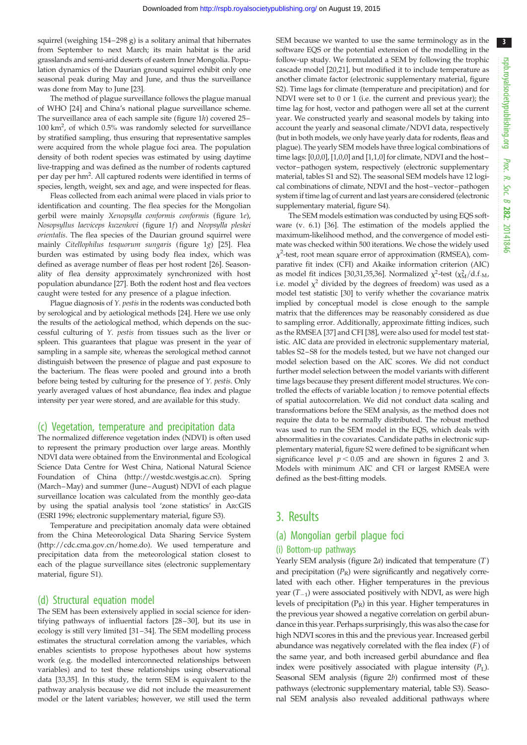squirrel (weighing 154–298 g) is a solitary animal that hibernates from September to next March; its main habitat is the arid grasslands and semi-arid deserts of eastern Inner Mongolia. Population dynamics of the Daurian ground squirrel exhibit only one seasonal peak during May and June, and thus the surveillance was done from May to June [23].

The method of plague surveillance follows the plague manual of WHO [24] and China's national plague surveillance scheme. The surveillance area of each sample site (figure 1*h*) covered 25–100 km$^2$, of which 0.5% was randomly selected for surveillance by stratified sampling, thus ensuring that representative samples were acquired from the whole plague foci area. The population density of both rodent species was estimated by using daytime live-trapping and was defined as the number of rodents captured per day per hm$^2$. All captured rodents were identified in terms of species, length, weight, sex and age, and were inspected for fleas.

Fleas collected from each animal were placed in vials prior to identification and counting. The flea species for the Mongolian gerbil were mainly *Xenopsylla conformis conformis* (figure 1*e*), *Nosopsyllus laeviceps kuzenkovi* (figure 1*f*) and *Neopsylla pleskei orientalis*. The flea species of the Daurian ground squirrel were mainly *Citellophilus tesquorum sungaris* (figure 1*g*) [25]. Flea burden was estimated by using body flea index, which was defined as average number of fleas per host rodent [26]. Seasonality of flea density approximately synchronized with host population abundance [27]. Both the rodent host and flea vectors caught were tested for any presence of a plague infection.

Plague diagnosis of *Y. pestis* in the rodents was conducted both by serological and by aetiological methods [24]. Here we use only the results of the aetiological method, which depends on the successful culturing of *Y. pestis* from tissues such as the liver or spleen. This guarantees that plague was present in the year of sampling in a sample site, whereas the serological method cannot distinguish between the presence of plague and past exposure to the bacterium. The fleas were pooled and ground into a broth before being tested by culturing for the presence of *Y. pestis*. Only yearly averaged values of host abundance, flea index and plague intensity per year were stored, and are available for this study.

## (c) Vegetation, temperature and precipitation data

The normalized difference vegetation index (NDVI) is often used to represent the primary production over large areas. Monthly NDVI data were obtained from the Environmental and Ecological Science Data Centre for West China, National Natural Science Foundation of China (http://westdc.westgis.ac.cn). Spring (March–May) and summer (June–August) NDVI of each plague surveillance location was calculated from the monthly geo-data by using the spatial analysis tool 'zone statistics' in ArcGIS (ESRI 1996; electronic supplementary material, figure S3).

Temperature and precipitation anomaly data were obtained from the China Meteorological Data Sharing Service System (http://cdc.cma.gov.cn/home.do). We used temperature and precipitation data from the meteorological station closest to each of the plague surveillance sites (electronic supplementary material, figure S1).

## (d) Structural equation model

The SEM has been extensively applied in social science for identifying pathways of influential factors [28–30], but its use in ecology is still very limited [31–34]. The SEM modelling process estimates the structural correlation among the variables, which enables scientists to propose hypotheses about how systems work (e.g. the modelled interconnected relationships between variables) and to test these relationships using observational data [33,35]. In this study, the term SEM is equivalent to the pathway analysis because we did not include the measurement model or the latent variables; however, we still used the term SEM because we wanted to use the same terminology as in the software EQS or the potential extension of the modelling in the follow-up study. We formulated a SEM by following the trophic cascade model [20,21], but modified it to include temperature as another climate factor (electronic supplementary material, figure S2). Time lags for climate (temperature and precipitation) and for NDVI were set to 0 or 1 (i.e. the current and previous year); the time lag for host, vector and pathogen were all set at the current year. We constructed yearly and seasonal models by taking into account the yearly and seasonal climate/NDVI data, respectively (but in both models, we only have yearly data for rodents, fleas and plague). The yearly SEM models have three logical combinations of time lags: [0,0,0], [1,0,0] and [1,1,0] for climate, NDVI and the host–vector–pathogen system, respectively (electronic supplementary material, tables S1 and S2). The seasonal SEM models have 12 logical combinations of climate, NDVI and the host–vector–pathogen system if time lag of current and last years are considered (electronic supplementary material, figure S4).

The SEM models estimation was conducted by using EQS software (v. 6.1) [36]. The estimation of the models applied the maximum-likelihood method, and the convergence of model estimate was checked within 500 iterations. We chose the widely used $\chi^2$-test, root mean square error of approximation (RMSEA), comparative fit index (CFI) and Akaike information criterion (AIC) as model fit indices [30,31,35,36]. Normalized $\chi^2$-test ($\chi^2_M$/d.f.$_M$, i.e. model $\chi^2$ divided by the degrees of freedom) was used as a model test statistic [30] to verify whether the covariance matrix implied by conceptual model is close enough to the sample matrix that the differences may be reasonably considered as due to sampling error. Additionally, approximate fitting indices, such as the RMSEA [37] and CFI [38], were also used for model test statistic. AIC data are provided in electronic supplementary material, tables S2–S8 for the models tested, but we have not changed our model selection based on the AIC scores. We did not conduct further model selection between the model variants with different time lags because they present different model structures. We controlled the effects of variable location *j* to remove potential effects of spatial autocorrelation. We did not conduct data scaling and transformations before the SEM analysis, as the method does not require the data to be normally distributed. The robust method was used to run the SEM model in the EQS, which deals with abnormalities in the covariates. Candidate paths in electronic supplementary material, figure S2 were defined to be significant when significance level $p < 0.05$ and are shown in figures 2 and 3. Models with minimum AIC and CFI or largest RMSEA were defined as the best-fitting models.

# 3. Results

## (a) Mongolian gerbil plague foci

### (i) Bottom-up pathways

Yearly SEM analysis (figure 2*a*) indicated that temperature ($T$) and precipitation ($P_R$) were significantly and negatively correlated with each other. Higher temperatures in the previous year ($T_{-1}$) were associated positively with NDVI, as were high levels of precipitation ($P_R$) in this year. Higher temperatures in the previous year showed a negative correlation on gerbil abundance in this year. Perhaps surprisingly, this was also the case for high NDVI scores in this and the previous year. Increased gerbil abundance was negatively correlated with the flea index ($F$) of the same year, and both increased gerbil abundance and flea index were positively associated with plague intensity ($P_L$). Seasonal SEM analysis (figure 2*b*) confirmed most of these pathways (electronic supplementary material, table S3). Seasonal SEM analysis also revealed additional pathways where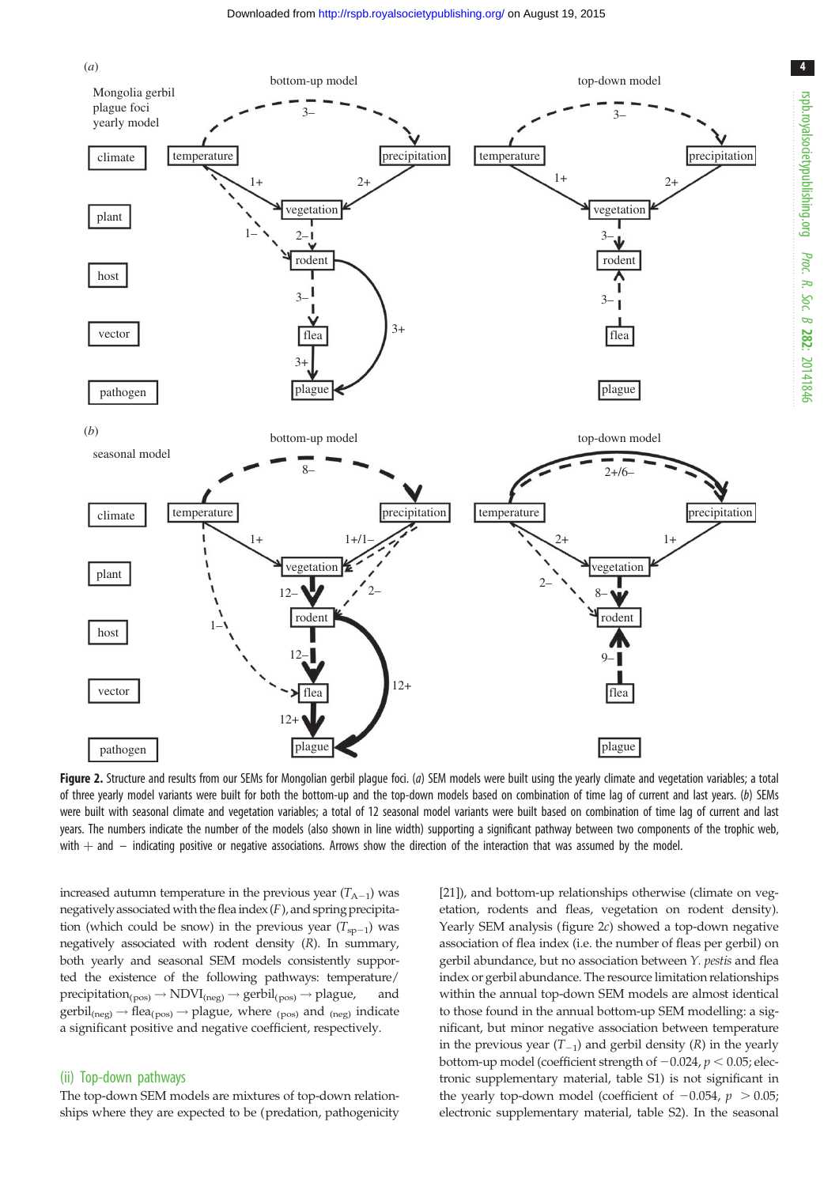**Figure 2.** Structure and results from our SEMs for Mongolian gerbil plague foci. (*a*) SEM models were built using the yearly climate and vegetation variables; a total of three yearly model variants were built for both the bottom-up and the top-down models based on combination of time lag of current and last years. (*b*) SEMs were built with seasonal climate and vegetation variables; a total of 12 seasonal model variants were built based on combination of time lag of current and last years. The numbers indicate the number of the models (also shown in line width) supporting a significant pathway between two components of the trophic web, with + and − indicating positive or negative associations. Arrows show the direction of the interaction that was assumed by the model.

increased autumn temperature in the previous year ($T_{A-1}$) was negatively associated with the flea index ($F$), and spring precipitation (which could be snow) in the previous year ($T_{sp-1}$) was negatively associated with rodent density ($R$). In summary, both yearly and seasonal SEM models consistently supported the existence of the following pathways: temperature/precipitation$_{(pos)}$ → NDVI$_{(neg)}$ → gerbil$_{(pos)}$ → plague, and gerbil$_{(neg)}$ → flea$_{(pos)}$ → plague, where $_{(pos)}$ and $_{(neg)}$ indicate a significant positive and negative coefficient, respectively.

### (ii) Top-down pathways

The top-down SEM models are mixtures of top-down relationships where they are expected to be (predation, pathogenicity [21]), and bottom-up relationships otherwise (climate on vegetation, rodents and fleas, vegetation on rodent density). Yearly SEM analysis (figure 2*c*) showed a top-down negative association of flea index (i.e. the number of fleas per gerbil) on gerbil abundance, but no association between *Y. pestis* and flea index or gerbil abundance. The resource limitation relationships within the annual top-down SEM models are almost identical to those found in the annual bottom-up SEM modelling: a significant, but minor negative association between temperature in the previous year ($T_{-1}$) and gerbil density ($R$) in the yearly bottom-up model (coefficient strength of −0.024, $p < 0.05$; electronic supplementary material, table S1) is not significant in the yearly top-down model (coefficient of −0.054, $p > 0.05$; electronic supplementary material, table S2). In the seasonal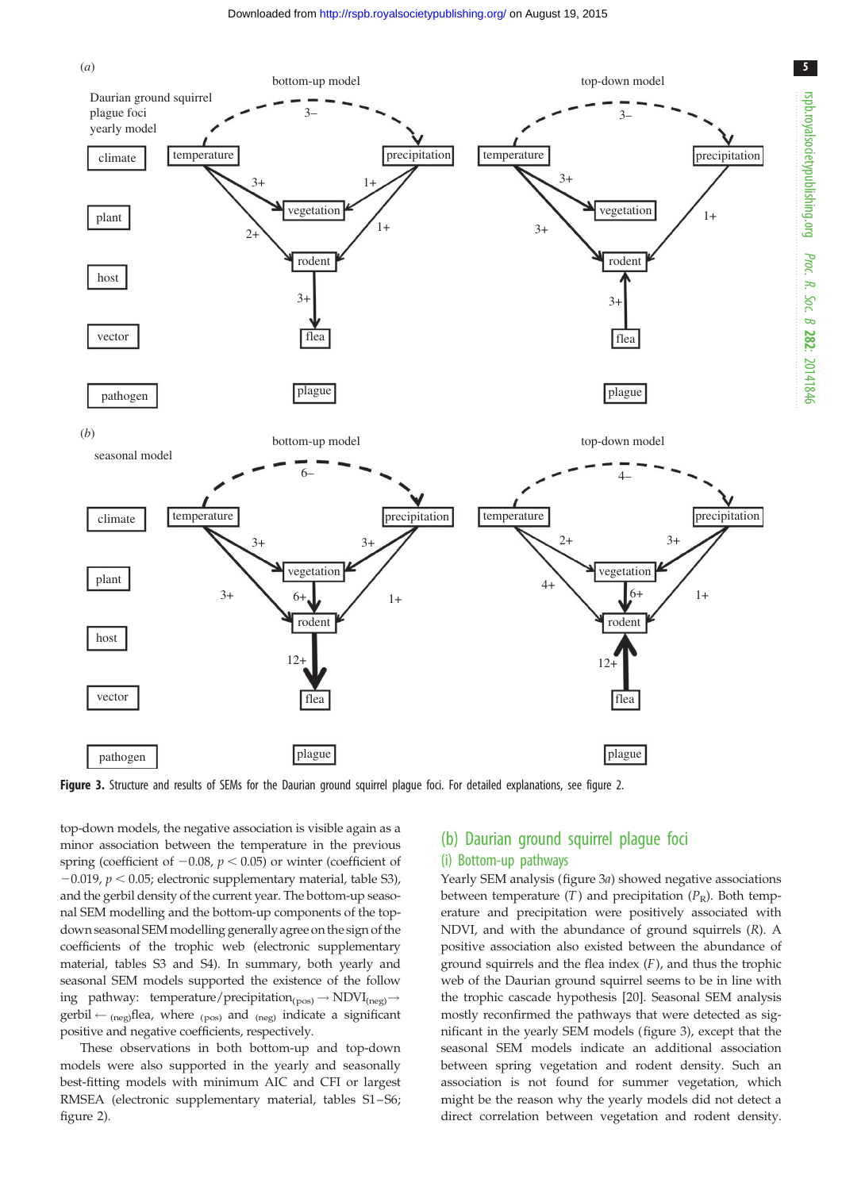**Figure 3.** Structure and results of SEMs for the Daurian ground squirrel plague foci. For detailed explanations, see figure 2.

top-down models, the negative association is visible again as a minor association between the temperature in the previous spring (coefficient of −0.08, $p < 0.05$) or winter (coefficient of −0.019, $p < 0.05$; electronic supplementary material, table S3), and the gerbil density of the current year. The bottom-up seasonal SEM modelling and the bottom-up components of the top-down seasonal SEM modelling generally agree on the sign of the coefficients of the trophic web (electronic supplementary material, tables S3 and S4). In summary, both yearly and seasonal SEM models supported the existence of the following pathway: temperature/precipitation$_{(pos)}$ → NDVI$_{(neg)}$ → gerbil ← $_{(neg)}$flea, where $_{(pos)}$ and $_{(neg)}$ indicate a significant positive and negative coefficients, respectively.

These observations in both bottom-up and top-down models were also supported in the yearly and seasonally best-fitting models with minimum AIC and CFI or largest RMSEA (electronic supplementary material, tables S1–S6; figure 2).

## (b) Daurian ground squirrel plague foci

### (i) Bottom-up pathways

Yearly SEM analysis (figure 3*a*) showed negative associations between temperature (*T*) and precipitation ($P_R$). Both temperature and precipitation were positively associated with NDVI, and with the abundance of ground squirrels (*R*). A positive association also existed between the abundance of ground squirrels and the flea index (*F*), and thus the trophic web of the Daurian ground squirrel seems to be in line with the trophic cascade hypothesis [20]. Seasonal SEM analysis mostly reconfirmed the pathways that were detected as significant in the yearly SEM models (figure 3), except that the seasonal SEM models indicate an additional association between spring vegetation and rodent density. Such an association is not found for summer vegetation, which might be the reason why the yearly models did not detect a direct correlation between vegetation and rodent density.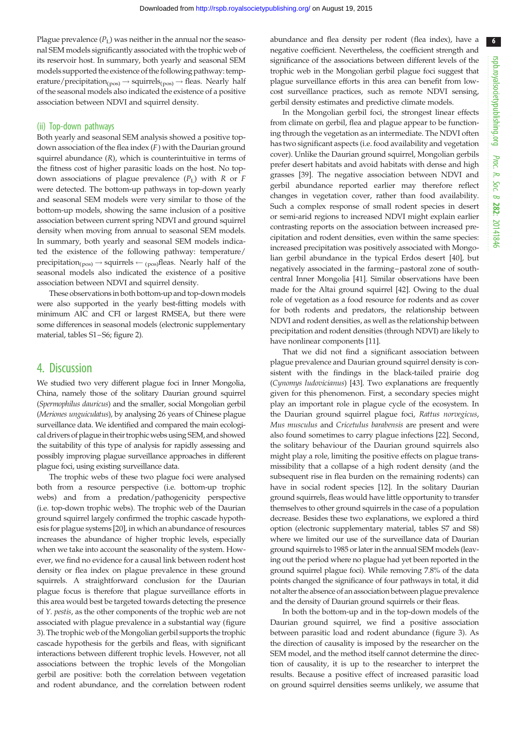Plague prevalence ($P_L$) was neither in the annual nor the seasonal SEM models significantly associated with the trophic web of its reservoir host. In summary, both yearly and seasonal SEM models supported the existence of the following pathway: temperature/precipitation$_{(pos)}$ → squirrels$_{(pos)}$ → fleas. Nearly half of the seasonal models also indicated the existence of a positive association between NDVI and squirrel density.

### (ii) Top-down pathways

Both yearly and seasonal SEM analysis showed a positive top-down association of the flea index ($F$) with the Daurian ground squirrel abundance ($R$), which is counterintuitive in terms of the fitness cost of higher parasitic loads on the host. No top-down associations of plague prevalence ($P_L$) with $R$ or $F$ were detected. The bottom-up pathways in top-down yearly and seasonal SEM models were very similar to those of the bottom-up models, showing the same inclusion of a positive association between current spring NDVI and ground squirrel density when moving from annual to seasonal SEM models. In summary, both yearly and seasonal SEM models indicated the existence of the following pathway: temperature/precipitation$_{(pos)}$ → squirrels ← $_{(pos)}$fleas. Nearly half of the seasonal models also indicated the existence of a positive association between NDVI and squirrel density.

These observations in both bottom-up and top-down models were also supported in the yearly best-fitting models with minimum AIC and CFI or largest RMSEA, but there were some differences in seasonal models (electronic supplementary material, tables S1–S6; figure 2).

## 4. Discussion

We studied two very different plague foci in Inner Mongolia, China, namely those of the solitary Daurian ground squirrel (*Spermophilus dauricus*) and the smaller, social Mongolian gerbil (*Meriones unguiculatus*), by analysing 26 years of Chinese plague surveillance data. We identified and compared the main ecological drivers of plague in their trophic webs using SEM, and showed the suitability of this type of analysis for rapidly assessing and possibly improving plague surveillance approaches in different plague foci, using existing surveillance data.

The trophic webs of these two plague foci were analysed both from a resource perspective (i.e. bottom-up trophic webs) and from a predation/pathogenicity perspective (i.e. top-down trophic webs). The trophic web of the Daurian ground squirrel largely confirmed the trophic cascade hypothesis for plague systems [20], in which an abundance of resources increases the abundance of higher trophic levels, especially when we take into account the seasonality of the system. However, we find no evidence for a causal link between rodent host density or flea index on plague prevalence in these ground squirrels. A straightforward conclusion for the Daurian plague focus is therefore that plague surveillance efforts in this area would best be targeted towards detecting the presence of *Y. pestis*, as the other components of the trophic web are not associated with plague prevalence in a substantial way (figure 3). The trophic web of the Mongolian gerbil supports the trophic cascade hypothesis for the gerbils and fleas, with significant interactions between different trophic levels. However, not all associations between the trophic levels of the Mongolian gerbil are positive: both the correlation between vegetation and rodent abundance, and the correlation between rodent abundance and flea density per rodent (flea index), have a negative coefficient. Nevertheless, the coefficient strength and significance of the associations between different levels of the trophic web in the Mongolian gerbil plague foci suggest that plague surveillance efforts in this area can benefit from low-cost surveillance practices, such as remote NDVI sensing, gerbil density estimates and predictive climate models.

In the Mongolian gerbil foci, the strongest linear effects from climate on gerbil, flea and plague appear to be functioning through the vegetation as an intermediate. The NDVI often has two significant aspects (i.e. food availability and vegetation cover). Unlike the Daurian ground squirrel, Mongolian gerbils prefer desert habitats and avoid habitats with dense and high grasses [39]. The negative association between NDVI and gerbil abundance reported earlier may therefore reflect changes in vegetation cover, rather than food availability. Such a complex response of small rodent species in desert or semi-arid regions to increased NDVI might explain earlier contrasting reports on the association between increased precipitation and rodent densities, even within the same species: increased precipitation was positively associated with Mongolian gerbil abundance in the typical Erdos desert [40], but negatively associated in the farming–pastoral zone of south-central Inner Mongolia [41]. Similar observations have been made for the Altai ground squirrel [42]. Owing to the dual role of vegetation as a food resource for rodents and as cover for both rodents and predators, the relationship between NDVI and rodent densities, as well as the relationship between precipitation and rodent densities (through NDVI) are likely to have nonlinear components [11].

That we did not find a significant association between plague prevalence and Daurian ground squirrel density is consistent with the findings in the black-tailed prairie dog (*Cynomys ludovicianus*) [43]. Two explanations are frequently given for this phenomenon. First, a secondary species might play an important role in plague cycle of the ecosystem. In the Daurian ground squirrel plague foci, *Rattus norvegicus*, *Mus musculus* and *Cricetulus barabensis* are present and were also found sometimes to carry plague infections [22]. Second, the solitary behaviour of the Daurian ground squirrels also might play a role, limiting the positive effects on plague transmissibility that a collapse of a high rodent density (and the subsequent rise in flea burden on the remaining rodents) can have in social rodent species [12]. In the solitary Daurian ground squirrels, fleas would have little opportunity to transfer themselves to other ground squirrels in the case of a population decrease. Besides these two explanations, we explored a third option (electronic supplementary material, tables S7 and S8) where we limited our use of the surveillance data of Daurian ground squirrels to 1985 or later in the annual SEM models (leaving out the period where no plague had yet been reported in the ground squirrel plague foci). While removing 7.8% of the data points changed the significance of four pathways in total, it did not alter the absence of an association between plague prevalence and the density of Daurian ground squirrels or their fleas.

In both the bottom-up and in the top-down models of the Daurian ground squirrel, we find a positive association between parasitic load and rodent abundance (figure 3). As the direction of causality is imposed by the researcher on the SEM model, and the method itself cannot determine the direction of causality, it is up to the researcher to interpret the results. Because a positive effect of increased parasitic load on ground squirrel densities seems unlikely, we assume that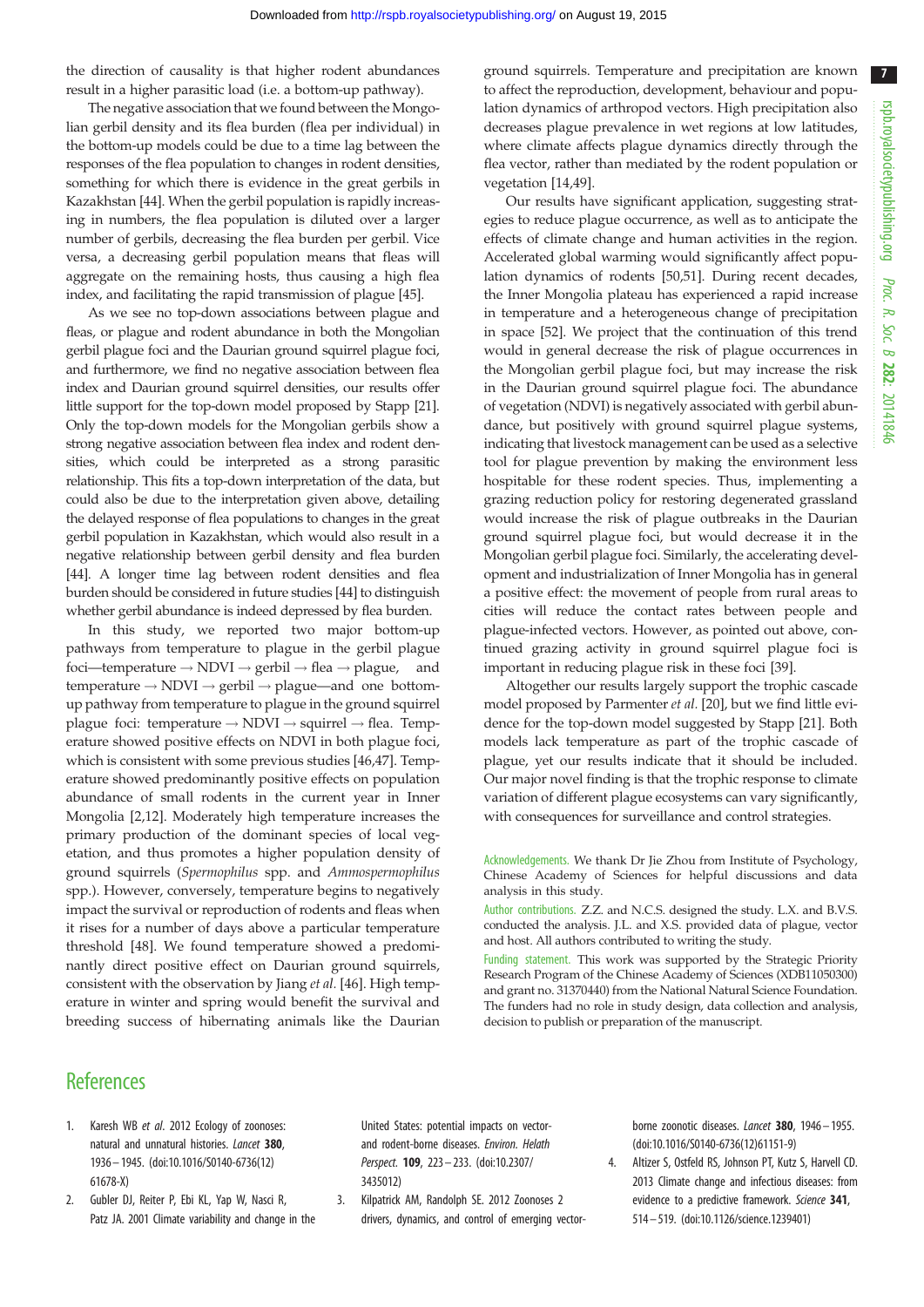the direction of causality is that higher rodent abundances result in a higher parasitic load (i.e. a bottom-up pathway).

The negative association that we found between the Mongolian gerbil density and its flea burden (flea per individual) in the bottom-up models could be due to a time lag between the responses of the flea population to changes in rodent densities, something for which there is evidence in the great gerbils in Kazakhstan [44]. When the gerbil population is rapidly increasing in numbers, the flea population is diluted over a larger number of gerbils, decreasing the flea burden per gerbil. Vice versa, a decreasing gerbil population means that fleas will aggregate on the remaining hosts, thus causing a high flea index, and facilitating the rapid transmission of plague [45].

As we see no top-down associations between plague and fleas, or plague and rodent abundance in both the Mongolian gerbil plague foci and the Daurian ground squirrel plague foci, and furthermore, we find no negative association between flea index and Daurian ground squirrel densities, our results offer little support for the top-down model proposed by Stapp [21]. Only the top-down models for the Mongolian gerbils show a strong negative association between flea index and rodent densities, which could be interpreted as a strong parasitic relationship. This fits a top-down interpretation of the data, but could also be due to the interpretation given above, detailing the delayed response of flea populations to changes in the great gerbil population in Kazakhstan, which would also result in a negative relationship between gerbil density and flea burden [44]. A longer time lag between rodent densities and flea burden should be considered in future studies [44] to distinguish whether gerbil abundance is indeed depressed by flea burden.

In this study, we reported two major bottom-up pathways from temperature to plague in the gerbil plague foci—temperature → NDVI → gerbil → flea → plague, and temperature → NDVI → gerbil → plague—and one bottom-up pathway from temperature to plague in the ground squirrel plague foci: temperature → NDVI → squirrel → flea. Temperature showed positive effects on NDVI in both plague foci, which is consistent with some previous studies [46,47]. Temperature showed predominantly positive effects on population abundance of small rodents in the current year in Inner Mongolia [2,12]. Moderately high temperature increases the primary production of the dominant species of local vegetation, and thus promotes a higher population density of ground squirrels (*Spermophilus* spp. and *Ammospermophilus* spp.). However, conversely, temperature begins to negatively impact the survival or reproduction of rodents and fleas when it rises for a number of days above a particular temperature threshold [48]. We found temperature showed a predominantly direct positive effect on Daurian ground squirrels, consistent with the observation by Jiang *et al.* [46]. High temperature in winter and spring would benefit the survival and breeding success of hibernating animals like the Daurian ground squirrels. Temperature and precipitation are known to affect the reproduction, development, behaviour and population dynamics of arthropod vectors. High precipitation also decreases plague prevalence in wet regions at low latitudes, where climate affects plague dynamics directly through the flea vector, rather than mediated by the rodent population or vegetation [14,49].

Our results have significant application, suggesting strategies to reduce plague occurrence, as well as to anticipate the effects of climate change and human activities in the region. Accelerated global warming would significantly affect population dynamics of rodents [50,51]. During recent decades, the Inner Mongolia plateau has experienced a rapid increase in temperature and a heterogeneous change of precipitation in space [52]. We project that the continuation of this trend would in general decrease the risk of plague occurrences in the Mongolian gerbil plague foci, but may increase the risk in the Daurian ground squirrel plague foci. The abundance of vegetation (NDVI) is negatively associated with gerbil abundance, but positively with ground squirrel plague systems, indicating that livestock management can be used as a selective tool for plague prevention by making the environment less hospitable for these rodent species. Thus, implementing a grazing reduction policy for restoring degenerated grassland would increase the risk of plague outbreaks in the Daurian ground squirrel plague foci, but would decrease it in the Mongolian gerbil plague foci. Similarly, the accelerating development and industrialization of Inner Mongolia has in general a positive effect: the movement of people from rural areas to cities will reduce the contact rates between people and plague-infected vectors. However, as pointed out above, continued grazing activity in ground squirrel plague foci is important in reducing plague risk in these foci [39].

Altogether our results largely support the trophic cascade model proposed by Parmenter *et al.* [20], but we find little evidence for the top-down model suggested by Stapp [21]. Both models lack temperature as part of the trophic cascade of plague, yet our results indicate that it should be included. Our major novel finding is that the trophic response to climate variation of different plague ecosystems can vary significantly, with consequences for surveillance and control strategies.

Acknowledgements. We thank Dr Jie Zhou from Institute of Psychology, Chinese Academy of Sciences for helpful discussions and data analysis in this study.

Author contributions. Z.Z. and N.C.S. designed the study. L.X. and B.V.S. conducted the analysis. J.L. and X.S. provided data of plague, vector and host. All authors contributed to writing the study.

Funding statement. This work was supported by the Strategic Priority Research Program of the Chinese Academy of Sciences (XDB11050300) and grant no. 31370440) from the National Natural Science Foundation. The funders had no role in study design, data collection and analysis, decision to publish or preparation of the manuscript.

## References

1. Karesh WB *et al.* 2012 Ecology of zoonoses: natural and unnatural histories. *Lancet* **380**, 1936–1945. (doi:10.1016/S0140-6736(12)61678-X)
2. Gubler DJ, Reiter P, Ebi KL, Yap W, Nasci R, Patz JA. 2001 Climate variability and change in the United States: potential impacts on vector- and rodent-borne diseases. *Environ. Helath Perspect.* **109**, 223–233. (doi:10.2307/3435012)
3. Kilpatrick AM, Randolph SE. 2012 Zoonoses 2 drivers, dynamics, and control of emerging vector-borne zoonotic diseases. *Lancet* **380**, 1946–1955. (doi:10.1016/S0140-6736(12)61151-9)
4. Altizer S, Ostfeld RS, Johnson PT, Kutz S, Harvell CD. 2013 Climate change and infectious diseases: from evidence to a predictive framework. *Science* **341**, 514–519. (doi:10.1126/science.1239401)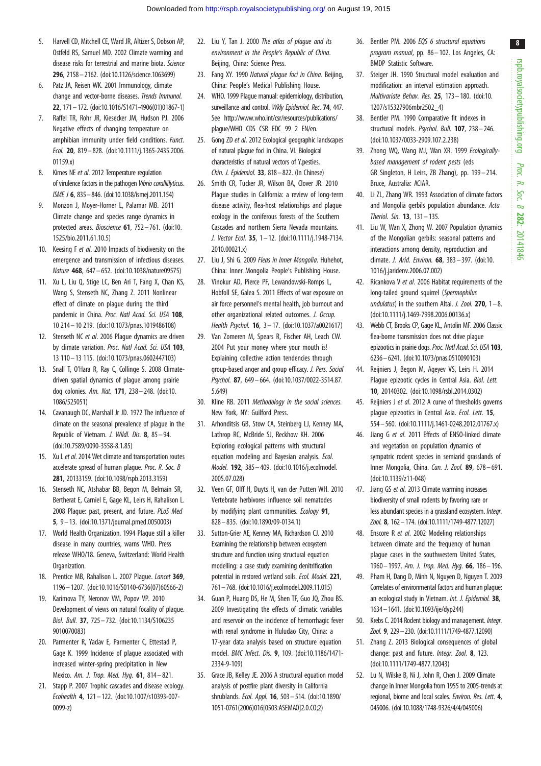5. Harvell CD, Mitchell CE, Ward JR, Altizer S, Dobson AP, Ostfeld RS, Samuel MD. 2002 Climate warming and disease risks for terrestrial and marine biota. *Science* **296**, 2158–2162. (doi:10.1126/science.1063699)
6. Patz JA, Reisen WK. 2001 Immunology, climate change and vector-borne diseases. *Trends Immunol.* **22**, 171–172. (doi:10.1016/S1471-4906(01)01867-1)
7. Raffel TR, Rohr JR, Kiesecker JM, Hudson PJ. 2006 Negative effects of changing temperature on amphibian immunity under field conditions. *Funct. Ecol.* **20**, 819–828. (doi:10.1111/j.1365-2435.2006.01159.x)
8. Kimes NE *et al.* 2012 Temperature regulation of virulence factors in the pathogen *Vibrio coralliilyticus*. *ISME J* **6**, 835–846. (doi:10.1038/ismej.2011.154)
9. Monzon J, Moyer-Horner L, Palamar MB. 2011 Climate change and species range dynamics in protected areas. *Bioscience* **61**, 752–761. (doi:10.1525/bio.2011.61.10.5)
10. Keesing F *et al.* 2010 Impacts of biodiversity on the emergence and transmission of infectious diseases. *Nature* **468**, 647–652. (doi:10.1038/nature09575)
11. Xu L, Liu Q, Stige LC, Ben Ari T, Fang X, Chan KS, Wang S, Stenseth NC, Zhang Z. 2011 Nonlinear effect of climate on plague during the third pandemic in China. *Proc. Natl Acad. Sci. USA* **108**, 10 214–10 219. (doi:10.1073/pnas.1019486108)
12. Stenseth NC *et al.* 2006 Plague dynamics are driven by climate variation. *Proc. Natl Acad. Sci. USA* **103**, 13 110–13 115. (doi:10.1073/pnas.0602447103)
13. Snall T, O'Hara R, Ray C, Collinge S. 2008 Climate-driven spatial dynamics of plague among prairie dog colonies. *Am. Nat.* **171**, 238–248. (doi:10.1086/525051)
14. Cavanaugh DC, Marshall Jr JD. 1972 The influence of climate on the seasonal prevalence of plague in the Republic of Vietnam. *J. Wildl. Dis.* **8**, 85–94. (doi:10.7589/0090-3558-8.1.85)
15. Xu L *et al.* 2014 Wet climate and transportation routes accelerate spread of human plague. *Proc. R. Soc. B* **281**, 20133159. (doi:10.1098/rspb.2013.3159)
16. Stenseth NC, Atshabar BB, Begon M, Belmain SR, Bertherat E, Carniel E, Gage KL, Leirs H, Rahalison L. 2008 Plague: past, present, and future. *PLoS Med* **5**, 9–13. (doi:10.1371/journal.pmed.0050003)
17. World Health Organization. 1994 Plague still a killer disease in many countries, warns WHO. Press release WHO/18. Geneva, Switzerland: World Health Organization.
18. Prentice MB, Rahalison L. 2007 Plague. *Lancet* **369**, 1196–1207. (doi:10.1016/S0140-6736(07)60566-2)
19. Karimova TY, Neronov VM, Popov VP. 2010 Development of views on natural focality of plague. *Biol. Bull.* **37**, 725–732. (doi:10.1134/S106235 9010070083)
20. Parmenter R, Yadav E, Parmenter C, Ettestad P, Gage K. 1999 Incidence of plague associated with increased winter-spring precipitation in New Mexico. *Am. J. Trop. Med. Hyg.* **61**, 814–821.
21. Stapp P. 2007 Trophic cascades and disease ecology. *Ecohealth* **4**, 121–122. (doi:10.1007/s10393-007-0099-z)
22. Liu Y, Tan J. 2000 *The atlas of plague and its environment in the People's Republic of China*. Beijing, China: Science Press.
23. Fang XY. 1990 *Natural plague foci in China*. Beijing, China: People's Medical Publishing House.
24. WHO. 1999 Plague manual: epidemiology, distribution, surveillance and control. *Wkly Epidemiol. Rec.* **74**, 447. See http://www.who.int/csr/resources/publications/plague/WHO_CDS_CSR_EDC_99_2_EN/en.
25. Gong ZD *et al.* 2012 Ecological geographic landscapes of natural plague foci in China. VI. Biological characteristics of natural vectors of Y.pesties. *Chin. J. Epidemiol.* **33**, 818–822. (In Chinese)
26. Smith CR, Tucker JR, Wilson BA, Clover JR. 2010 Plague studies in California: a review of long-term disease activity, flea-host relationships and plague ecology in the coniferous forests of the Southern Cascades and northern Sierra Nevada mountains. *J. Vector Ecol.* **35**, 1–12. (doi:10.1111/j.1948-7134.2010.00021.x)
27. Liu J, Shi G. 2009 *Fleas in Inner Mongolia*. Huhehot, China: Inner Mongolia People's Publishing House.
28. Vinokur AD, Pierce PF, Lewandowski-Romps L, Hobfoll SE, Galea S. 2011 Effects of war exposure on air force personnel's mental health, job burnout and other organizational related outcomes. *J. Occup. Health Psychol.* **16**, 3–17. (doi:10.1037/a0021617)
29. Van Zomeren M, Spears R, Fischer AH, Leach CW. 2004 Put your money where your mouth is! Explaining collective action tendencies through group-based anger and group efficacy. *J. Pers. Social Psychol.* **87**, 649–664. (doi:10.1037/0022-3514.87.5.649)
30. Kline RB. 2011 *Methodology in the social sciences*. New York, NY: Guilford Press.
31. Arhonditsis GB, Stow CA, Steinberg LJ, Kenney MA, Lathrop RC, McBride SJ, Reckhow KH. 2006 Exploring ecological patterns with structural equation modeling and Bayesian analysis. *Ecol. Model.* **192**, 385–409. (doi:10.1016/j.ecolmodel.2005.07.028)
32. Veen GF, Olff H, Duyts H, van der Putten WH. 2010 Vertebrate herbivores influence soil nematodes by modifying plant communities. *Ecology* **91**, 828–835. (doi:10.1890/09-0134.1)
33. Sutton-Grier AE, Kenney MA, Richardson CJ. 2010 Examining the relationship between ecosystem structure and function using structural equation modelling: a case study examining denitrification potential in restored wetland soils. *Ecol. Model.* **221**, 761–768. (doi:10.1016/j.ecolmodel.2009.11.015)
34. Guan P, Huang DS, He M, Shen TF, Guo JQ, Zhou BS. 2009 Investigating the effects of climatic variables and reservoir on the incidence of hemorrhagic fever with renal syndrome in Huludao City, China: a 17-year data analysis based on structure equation model. *BMC Infect. Dis.* **9**, 109. (doi:10.1186/1471-2334-9-109)
35. Grace JB, Kelley JE. 2006 A structural equation model analysis of postfire plant diversity in California shrublands. *Ecol. Appl.* **16**, 503–514. (doi:10.1890/1051-0761(2006)016[0503:ASEMAO]2.0.CO;2)
36. Bentler PM. 2006 *EQS 6 structural equations program manual*, pp. 86–102. Los Angeles, CA: BMDP Statistic Software.
37. Steiger JH. 1990 Structural model evaluation and modification: an interval estimation approach. *Multivariate Behav. Res.* **25**, 173–180. (doi:10.1207/s15327906mbr2502_4)
38. Bentler PM. 1990 Comparative fit indexes in structural models. *Psychol. Bull.* **107**, 238–246. (doi:10.1037/0033-2909.107.2.238)
39. Zhong WQ, Wang MJ, Wan XR. 1999 *Ecologically-based management of rodent pests* (eds GR Singleton, H Leirs, ZB Zhang), pp. 199–214. Bruce, Australia: ACIAR.
40. Li ZL, Zhang WR. 1993 Association of climate factors and Mongolia gerbils population abundance. *Acta Theriol. Sin.* **13**, 131–135.
41. Liu W, Wan X, Zhong W. 2007 Population dynamics of the Mongolian gerbils: seasonal patterns and interactions among density, reproduction and climate. *J. Arid. Environ.* **68**, 383–397. (doi:10.1016/j.jaridenv.2006.07.002)
42. Ricankova V *et al.* 2006 Habitat requirements of the long-tailed ground squirrel (*Spermophilus undulatus*) in the southern Altai. *J. Zool.* **270**, 1–8. (doi:10.1111/j.1469-7998.2006.00136.x)
43. Webb CT, Brooks CP, Gage KL, Antolin MF. 2006 Classic flea-borne transmission does not drive plague epizootics in prairie dogs. *Proc. Natl Acad. Sci. USA* **103**, 6236–6241. (doi:10.1073/pnas.0510090103)
44. Reijniers J, Begon M, Ageyev VS, Leirs H. 2014 Plague epizootic cycles in Central Asia. *Biol. Lett.* **10**, 20140302. (doi:10.1098/rsbl.2014.0302)
45. Reijniers J *et al.* 2012 A curve of thresholds governs plague epizootics in Central Asia. *Ecol. Lett.* **15**, 554–560. (doi:10.1111/j.1461-0248.2012.01767.x)
46. Jiang G *et al.* 2011 Effects of ENSO-linked climate and vegetation on population dynamics of sympatric rodent species in semiarid grasslands of Inner Mongolia, China. *Can. J. Zool.* **89**, 678–691. (doi:10.1139/z11-048)
47. Jiang GS *et al.* 2013 Climate warming increases biodiversity of small rodents by favoring rare or less abundant species in a grassland ecosystem. *Integr. Zool.* **8**, 162–174. (doi:10.1111/1749-4877.12027)
48. Enscore R *et al.* 2002 Modeling relationships between climate and the frequency of human plague cases in the southwestern United States, 1960–1997. *Am. J. Trop. Med. Hyg.* **66**, 186–196.
49. Pham H, Dang D, Minh N, Nguyen D, Nguyen T. 2009 Correlates of environmental factors and human plague: an ecological study in Vietnam. *Int. J. Epidemiol.* **38**, 1634–1641. (doi:10.1093/ije/dyp244)
50. Krebs C. 2014 Rodent biology and management. *Integr. Zool.* **9**, 229–230. (doi:10.1111/1749-4877.12090)
51. Zhang Z. 2013 Biological consequences of global change: past and future. *Integr. Zool.* **8**, 123. (doi:10.1111/1749-4877.12043)
52. Lu N, Wilske B, Ni J, John R, Chen J. 2009 Climate change in Inner Mongolia from 1955 to 2005-trends at regional, biome and local scales. *Environ. Res. Lett.* **4**, 045006. (doi:10.1088/1748-9326/4/4/045006)